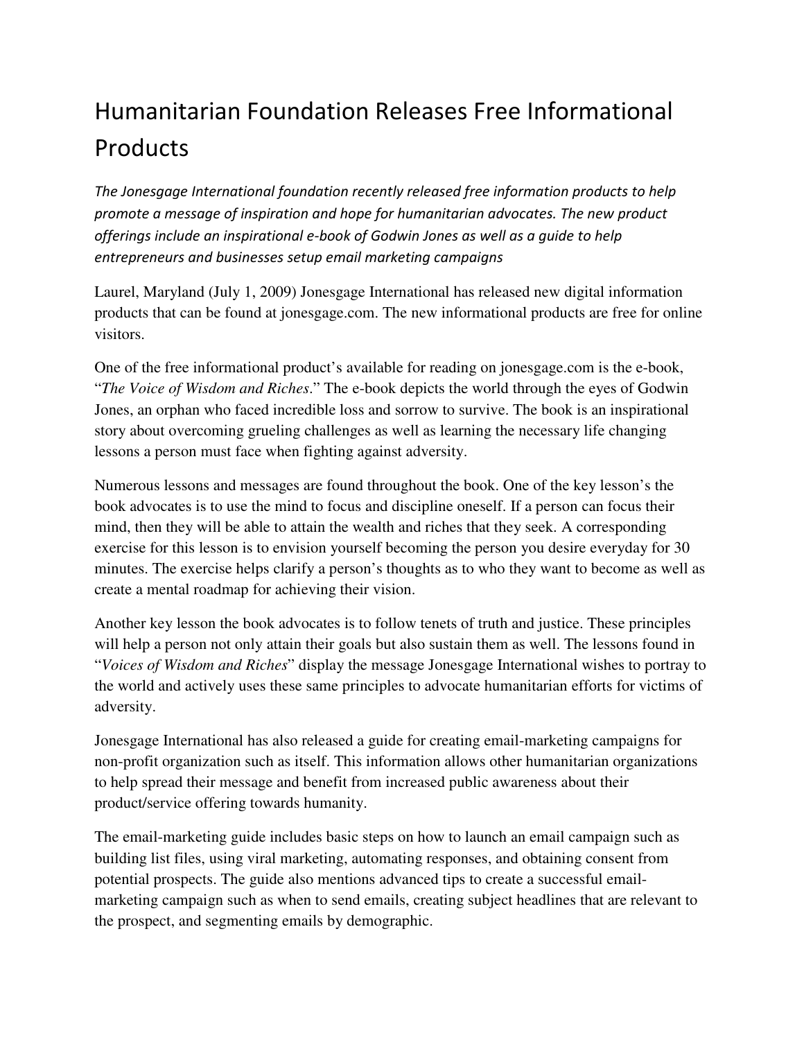# Humanitarian Foundation Releases Free Informational Products

*The Jonesgage International foundation recently released free information products to help promote a message of inspiration and hope for humanitarian advocates. The new product offerings include an inspirational e-book of Godwin Jones as well as a guide to help entrepreneurs and businesses setup email marketing campaigns*

Laurel, Maryland (July 1, 2009) Jonesgage International has released new digital information products that can be found at jonesgage.com. The new informational products are free for online visitors.

One of the free informational product's available for reading on jonesgage.com is the e-book, "*The Voice of Wisdom and Riches*." The e-book depicts the world through the eyes of Godwin Jones, an orphan who faced incredible loss and sorrow to survive. The book is an inspirational story about overcoming grueling challenges as well as learning the necessary life changing lessons a person must face when fighting against adversity.

Numerous lessons and messages are found throughout the book. One of the key lesson's the book advocates is to use the mind to focus and discipline oneself. If a person can focus their mind, then they will be able to attain the wealth and riches that they seek. A corresponding exercise for this lesson is to envision yourself becoming the person you desire everyday for 30 minutes. The exercise helps clarify a person's thoughts as to who they want to become as well as create a mental roadmap for achieving their vision.

Another key lesson the book advocates is to follow tenets of truth and justice. These principles will help a person not only attain their goals but also sustain them as well. The lessons found in "*Voices of Wisdom and Riches*" display the message Jonesgage International wishes to portray to the world and actively uses these same principles to advocate humanitarian efforts for victims of adversity.

Jonesgage International has also released a guide for creating email-marketing campaigns for non-profit organization such as itself. This information allows other humanitarian organizations to help spread their message and benefit from increased public awareness about their product/service offering towards humanity.

The email-marketing guide includes basic steps on how to launch an email campaign such as building list files, using viral marketing, automating responses, and obtaining consent from potential prospects. The guide also mentions advanced tips to create a successful email-marketing campaign such as when to send emails, creating subject headlines that are relevant to the prospect, and segmenting emails by demographic.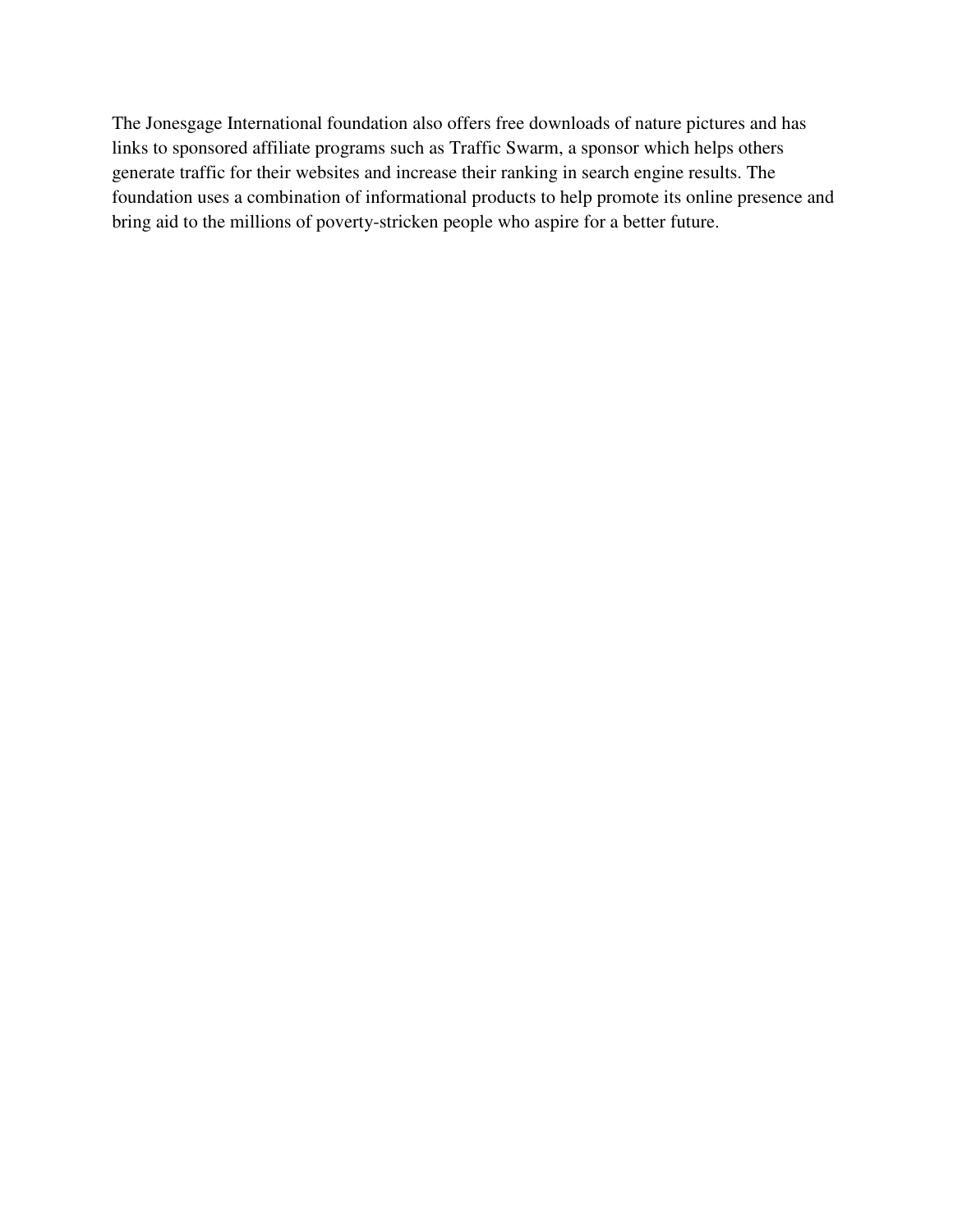The Jonesgage International foundation also offers free downloads of nature pictures and has links to sponsored affiliate programs such as Traffic Swarm, a sponsor which helps others generate traffic for their websites and increase their ranking in search engine results. The foundation uses a combination of informational products to help promote its online presence and bring aid to the millions of poverty-stricken people who aspire for a better future.